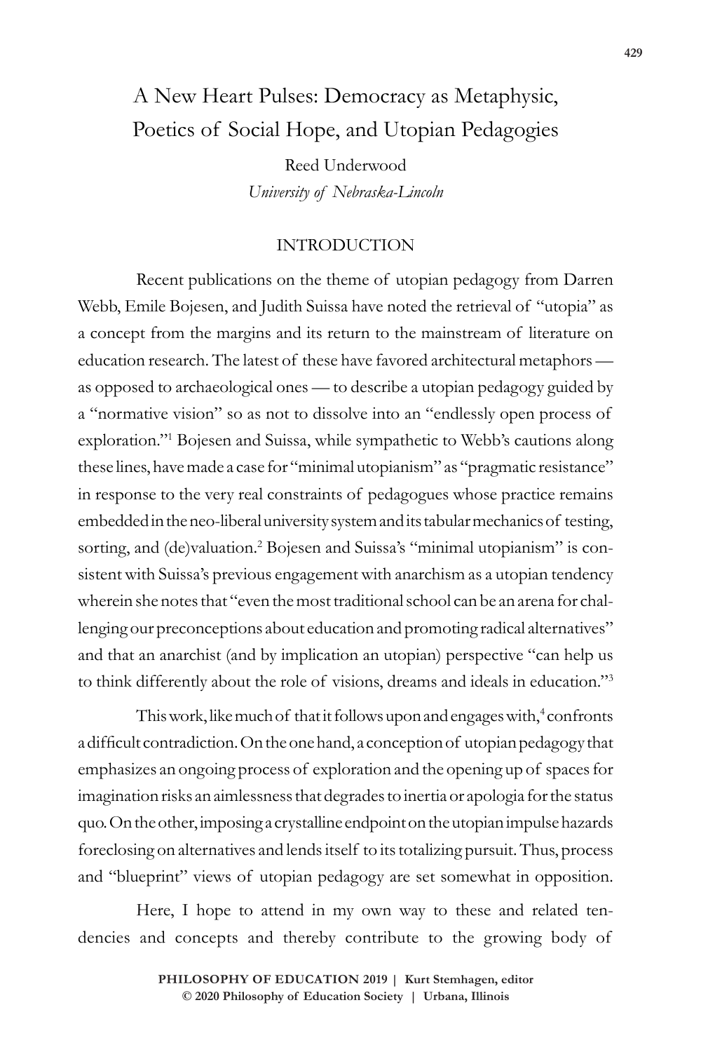# A New Heart Pulses: Democracy as Metaphysic, Poetics of Social Hope, and Utopian Pedagogies

Reed Underwood

*University of Nebraska-Lincoln*

## INTRODUCTION

Recent publications on the theme of utopian pedagogy from Darren Webb, Emile Bojesen, and Judith Suissa have noted the retrieval of "utopia" as a concept from the margins and its return to the mainstream of literature on education research. The latest of these have favored architectural metaphors — as opposed to archaeological ones — to describe a utopian pedagogy guided by a "normative vision" so as not to dissolve into an "endlessly open process of exploration."[1] Bojesen and Suissa, while sympathetic to Webb's cautions along these lines, have made a case for "minimal utopianism" as "pragmatic resistance" in response to the very real constraints of pedagogues whose practice remains embedded in the neo-liberal university system and its tabular mechanics of testing, sorting, and (de)valuation.[2] Bojesen and Suissa's "minimal utopianism" is consistent with Suissa's previous engagement with anarchism as a utopian tendency wherein she notes that "even the most traditional school can be an arena for challenging our preconceptions about education and promoting radical alternatives" and that an anarchist (and by implication an utopian) perspective "can help us to think differently about the role of visions, dreams and ideals in education."[3]

This work, like much of that it follows upon and engages with,[4] confronts a difficult contradiction. On the one hand, a conception of utopian pedagogy that emphasizes an ongoing process of exploration and the opening up of spaces for imagination risks an aimlessness that degrades to inertia or apologia for the status quo. On the other, imposing a crystalline endpoint on the utopian impulse hazards foreclosing on alternatives and lends itself to its totalizing pursuit. Thus, process and "blueprint" views of utopian pedagogy are set somewhat in opposition.

Here, I hope to attend in my own way to these and related tendencies and concepts and thereby contribute to the growing body of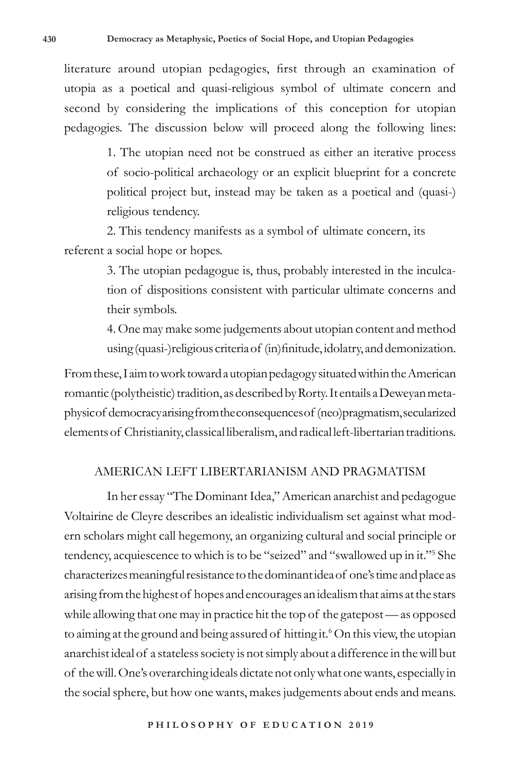literature around utopian pedagogies, first through an examination of utopia as a poetical and quasi-religious symbol of ultimate concern and second by considering the implications of this conception for utopian pedagogies. The discussion below will proceed along the following lines:

1. The utopian need not be construed as either an iterative process of socio-political archaeology or an explicit blueprint for a concrete political project but, instead may be taken as a poetical and (quasi-) religious tendency.
2. This tendency manifests as a symbol of ultimate concern, its referent a social hope or hopes.
3. The utopian pedagogue is, thus, probably interested in the inculcation of dispositions consistent with particular ultimate concerns and their symbols.
4. One may make some judgements about utopian content and method using (quasi-)religious criteria of (in)finitude, idolatry, and demonization.

From these, I aim to work toward a utopian pedagogy situated within the American romantic (polytheistic) tradition, as described by Rorty. It entails a Deweyan metaphysic of democracy arising from the consequences of (neo)pragmatism, secularized elements of Christianity, classical liberalism, and radical left-libertarian traditions.

## AMERICAN LEFT LIBERTARIANISM AND PRAGMATISM

In her essay "The Dominant Idea," American anarchist and pedagogue Voltairine de Cleyre describes an idealistic individualism set against what modern scholars might call hegemony, an organizing cultural and social principle or tendency, acquiescence to which is to be "seized" and "swallowed up in it."[5] She characterizes meaningful resistance to the dominant idea of one's time and place as arising from the highest of hopes and encourages an idealism that aims at the stars while allowing that one may in practice hit the top of the gatepost — as opposed to aiming at the ground and being assured of hitting it.[6] On this view, the utopian anarchist ideal of a stateless society is not simply about a difference in the will but of the will. One's overarching ideals dictate not only what one wants, especially in the social sphere, but how one wants, makes judgements about ends and means.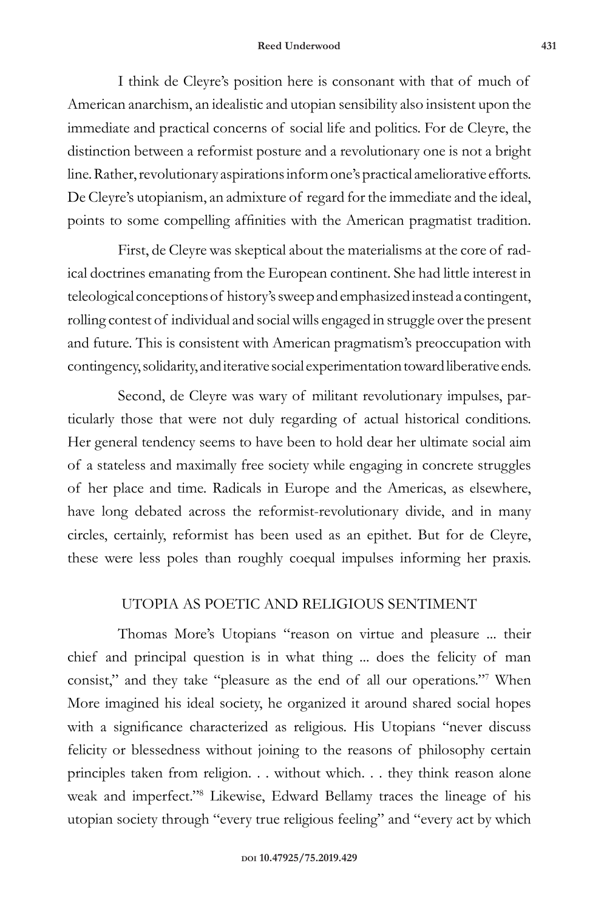I think de Cleyre's position here is consonant with that of much of American anarchism, an idealistic and utopian sensibility also insistent upon the immediate and practical concerns of social life and politics. For de Cleyre, the distinction between a reformist posture and a revolutionary one is not a bright line. Rather, revolutionary aspirations inform one's practical ameliorative efforts. De Cleyre's utopianism, an admixture of regard for the immediate and the ideal, points to some compelling affinities with the American pragmatist tradition.

First, de Cleyre was skeptical about the materialisms at the core of radical doctrines emanating from the European continent. She had little interest in teleological conceptions of history's sweep and emphasized instead a contingent, rolling contest of individual and social wills engaged in struggle over the present and future. This is consistent with American pragmatism's preoccupation with contingency, solidarity, and iterative social experimentation toward liberative ends.

Second, de Cleyre was wary of militant revolutionary impulses, particularly those that were not duly regarding of actual historical conditions. Her general tendency seems to have been to hold dear her ultimate social aim of a stateless and maximally free society while engaging in concrete struggles of her place and time. Radicals in Europe and the Americas, as elsewhere, have long debated across the reformist-revolutionary divide, and in many circles, certainly, reformist has been used as an epithet. But for de Cleyre, these were less poles than roughly coequal impulses informing her praxis.

## UTOPIA AS POETIC AND RELIGIOUS SENTIMENT

Thomas More's Utopians "reason on virtue and pleasure ... their chief and principal question is in what thing ... does the felicity of man consist," and they take "pleasure as the end of all our operations."[7] When More imagined his ideal society, he organized it around shared social hopes with a significance characterized as religious. His Utopians "never discuss felicity or blessedness without joining to the reasons of philosophy certain principles taken from religion. . . without which. . . they think reason alone weak and imperfect."[8] Likewise, Edward Bellamy traces the lineage of his utopian society through "every true religious feeling" and "every act by which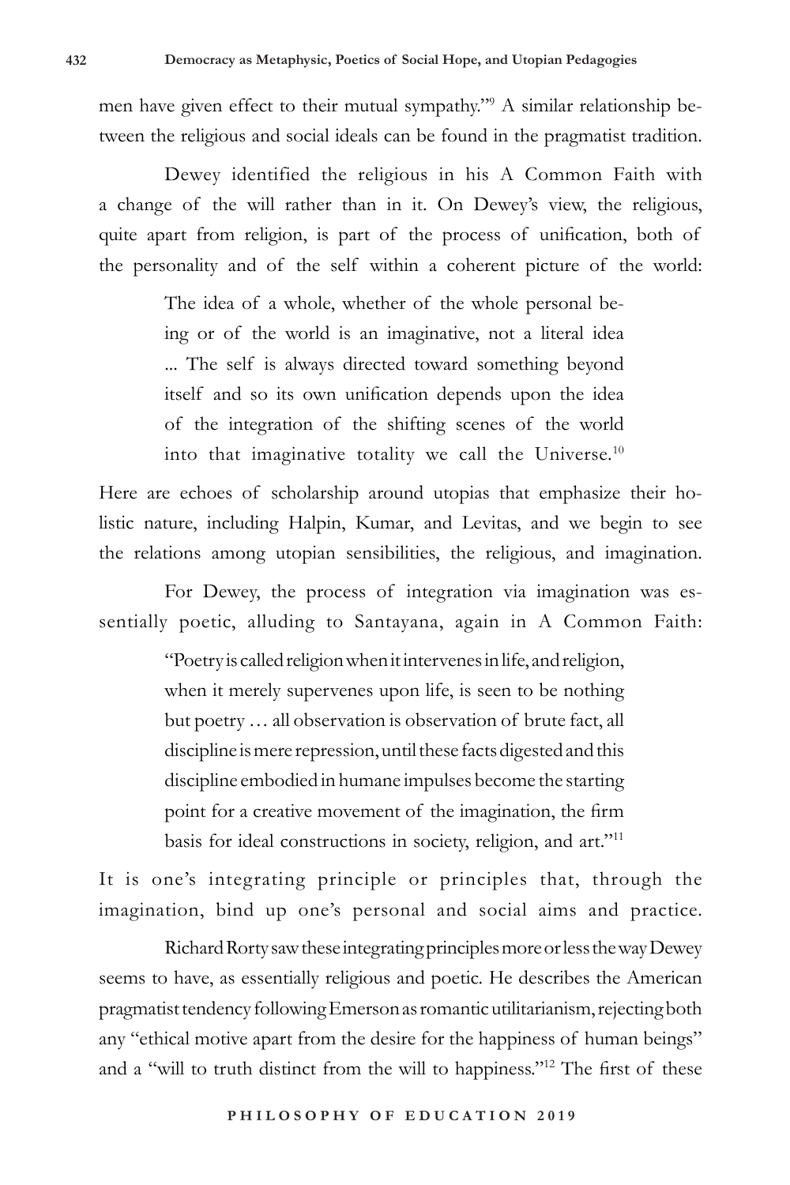men have given effect to their mutual sympathy."[9] A similar relationship between the religious and social ideals can be found in the pragmatist tradition.

Dewey identified the religious in his A Common Faith with a change of the will rather than in it. On Dewey's view, the religious, quite apart from religion, is part of the process of unification, both of the personality and of the self within a coherent picture of the world:

> The idea of a whole, whether of the whole personal being or of the world is an imaginative, not a literal idea ... The self is always directed toward something beyond itself and so its own unification depends upon the idea of the integration of the shifting scenes of the world into that imaginative totality we call the Universe.[10]

Here are echoes of scholarship around utopias that emphasize their holistic nature, including Halpin, Kumar, and Levitas, and we begin to see the relations among utopian sensibilities, the religious, and imagination.

For Dewey, the process of integration via imagination was essentially poetic, alluding to Santayana, again in A Common Faith:

> "Poetry is called religion when it intervenes in life, and religion, when it merely supervenes upon life, is seen to be nothing but poetry … all observation is observation of brute fact, all discipline is mere repression, until these facts digested and this discipline embodied in humane impulses become the starting point for a creative movement of the imagination, the firm basis for ideal constructions in society, religion, and art."[11]

It is one's integrating principle or principles that, through the imagination, bind up one's personal and social aims and practice.

Richard Rorty saw these integrating principles more or less the way Dewey seems to have, as essentially religious and poetic. He describes the American pragmatist tendency following Emerson as romantic utilitarianism, rejecting both any "ethical motive apart from the desire for the happiness of human beings" and a "will to truth distinct from the will to happiness."[12] The first of these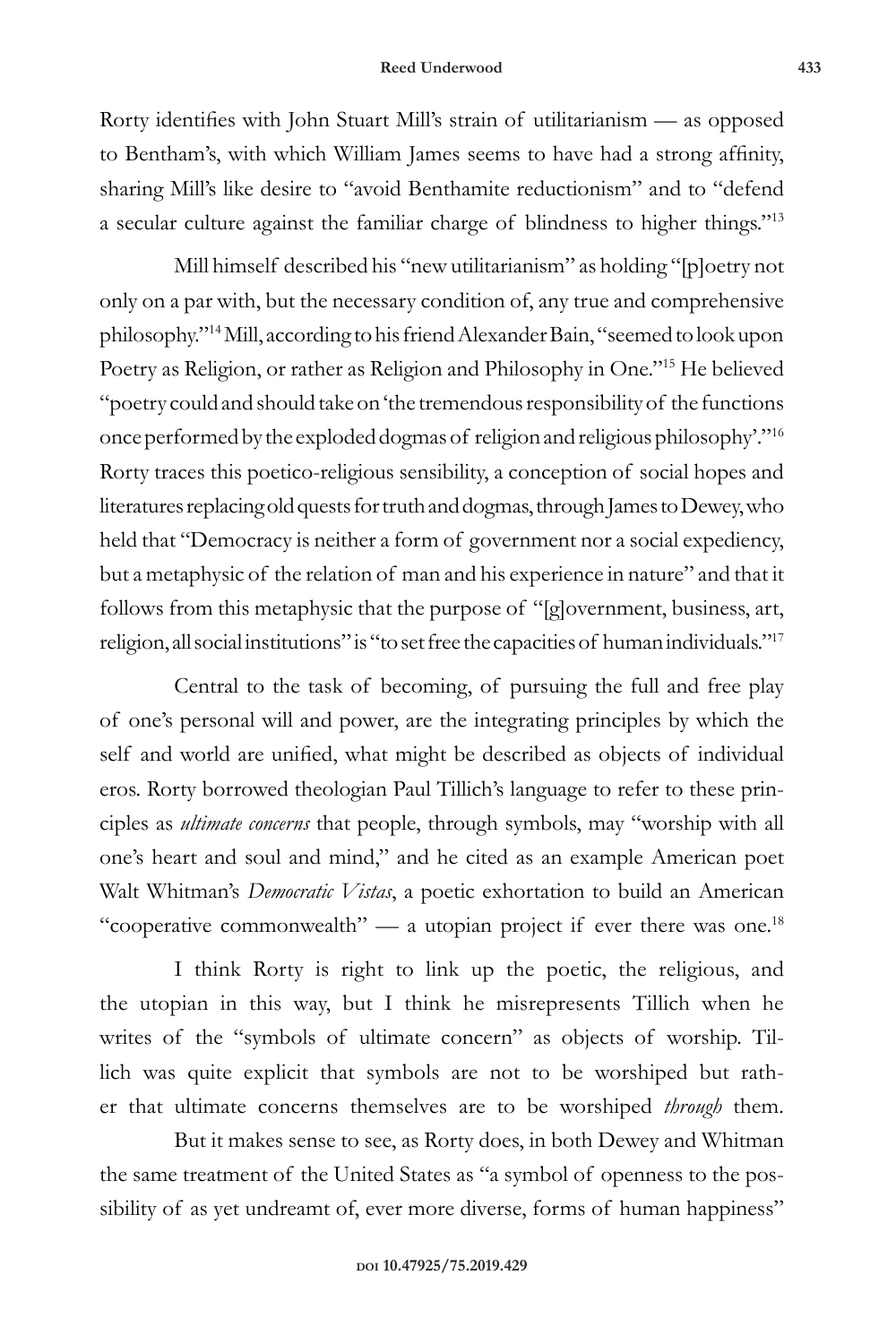Rorty identifies with John Stuart Mill's strain of utilitarianism — as opposed to Bentham's, with which William James seems to have had a strong affinity, sharing Mill's like desire to "avoid Benthamite reductionism" and to "defend a secular culture against the familiar charge of blindness to higher things."[13]

Mill himself described his "new utilitarianism" as holding "[p]oetry not only on a par with, but the necessary condition of, any true and comprehensive philosophy."[14] Mill, according to his friend Alexander Bain, "seemed to look upon Poetry as Religion, or rather as Religion and Philosophy in One."[15] He believed "poetry could and should take on 'the tremendous responsibility of the functions once performed by the exploded dogmas of religion and religious philosophy'."[16] Rorty traces this poetico-religious sensibility, a conception of social hopes and literatures replacing old quests for truth and dogmas, through James to Dewey, who held that "Democracy is neither a form of government nor a social expediency, but a metaphysic of the relation of man and his experience in nature" and that it follows from this metaphysic that the purpose of "[g]overnment, business, art, religion, all social institutions" is "to set free the capacities of human individuals."[17]

Central to the task of becoming, of pursuing the full and free play of one's personal will and power, are the integrating principles by which the self and world are unified, what might be described as objects of individual eros. Rorty borrowed theologian Paul Tillich's language to refer to these principles as *ultimate concerns* that people, through symbols, may "worship with all one's heart and soul and mind," and he cited as an example American poet Walt Whitman's *Democratic Vistas*, a poetic exhortation to build an American "cooperative commonwealth" — a utopian project if ever there was one.[18]

I think Rorty is right to link up the poetic, the religious, and the utopian in this way, but I think he misrepresents Tillich when he writes of the "symbols of ultimate concern" as objects of worship. Tillich was quite explicit that symbols are not to be worshiped but rather that ultimate concerns themselves are to be worshiped *through* them.

But it makes sense to see, as Rorty does, in both Dewey and Whitman the same treatment of the United States as "a symbol of openness to the possibility of as yet undreamt of, ever more diverse, forms of human happiness"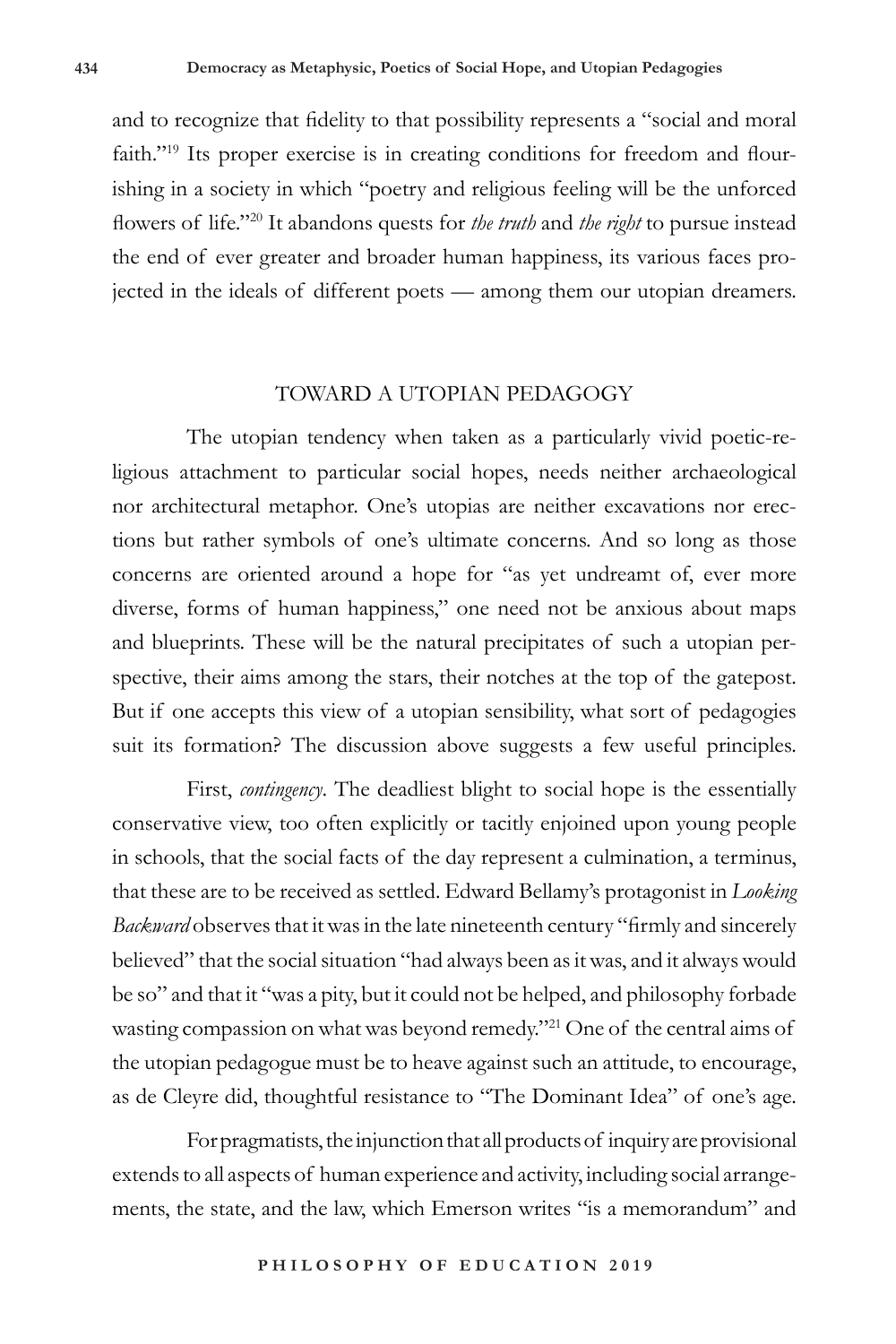and to recognize that fidelity to that possibility represents a "social and moral faith."[19] Its proper exercise is in creating conditions for freedom and flourishing in a society in which "poetry and religious feeling will be the unforced flowers of life."[20] It abandons quests for *the truth* and *the right* to pursue instead the end of ever greater and broader human happiness, its various faces projected in the ideals of different poets — among them our utopian dreamers.

## TOWARD A UTOPIAN PEDAGOGY

The utopian tendency when taken as a particularly vivid poetic-religious attachment to particular social hopes, needs neither archaeological nor architectural metaphor. One's utopias are neither excavations nor erections but rather symbols of one's ultimate concerns. And so long as those concerns are oriented around a hope for "as yet undreamt of, ever more diverse, forms of human happiness," one need not be anxious about maps and blueprints. These will be the natural precipitates of such a utopian perspective, their aims among the stars, their notches at the top of the gatepost. But if one accepts this view of a utopian sensibility, what sort of pedagogies suit its formation? The discussion above suggests a few useful principles.

First, *contingency*. The deadliest blight to social hope is the essentially conservative view, too often explicitly or tacitly enjoined upon young people in schools, that the social facts of the day represent a culmination, a terminus, that these are to be received as settled. Edward Bellamy's protagonist in *Looking Backward* observes that it was in the late nineteenth century "firmly and sincerely believed" that the social situation "had always been as it was, and it always would be so" and that it "was a pity, but it could not be helped, and philosophy forbade wasting compassion on what was beyond remedy."[21] One of the central aims of the utopian pedagogue must be to heave against such an attitude, to encourage, as de Cleyre did, thoughtful resistance to "The Dominant Idea" of one's age.

For pragmatists, the injunction that all products of inquiry are provisional extends to all aspects of human experience and activity, including social arrangements, the state, and the law, which Emerson writes "is a memorandum" and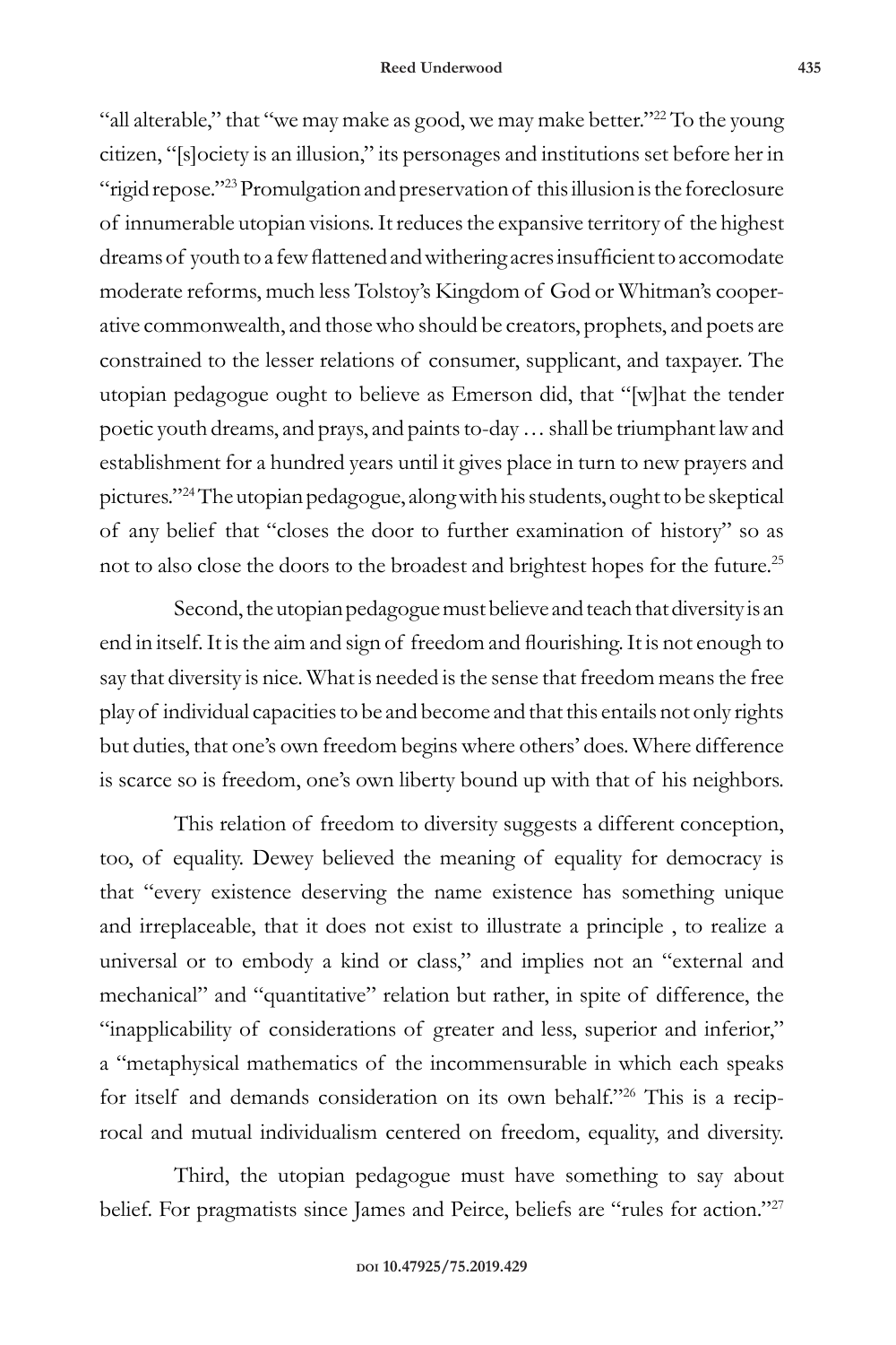"all alterable," that "we may make as good, we may make better."[22] To the young citizen, "[s]ociety is an illusion," its personages and institutions set before her in "rigid repose."[23] Promulgation and preservation of this illusion is the foreclosure of innumerable utopian visions. It reduces the expansive territory of the highest dreams of youth to a few flattened and withering acres insufficient to accomodate moderate reforms, much less Tolstoy's Kingdom of God or Whitman's cooperative commonwealth, and those who should be creators, prophets, and poets are constrained to the lesser relations of consumer, supplicant, and taxpayer. The utopian pedagogue ought to believe as Emerson did, that "[w]hat the tender poetic youth dreams, and prays, and paints to-day … shall be triumphant law and establishment for a hundred years until it gives place in turn to new prayers and pictures."[24] The utopian pedagogue, along with his students, ought to be skeptical of any belief that "closes the door to further examination of history" so as not to also close the doors to the broadest and brightest hopes for the future.[25]

Second, the utopian pedagogue must believe and teach that diversity is an end in itself. It is the aim and sign of freedom and flourishing. It is not enough to say that diversity is nice. What is needed is the sense that freedom means the free play of individual capacities to be and become and that this entails not only rights but duties, that one's own freedom begins where others' does. Where difference is scarce so is freedom, one's own liberty bound up with that of his neighbors.

This relation of freedom to diversity suggests a different conception, too, of equality. Dewey believed the meaning of equality for democracy is that "every existence deserving the name existence has something unique and irreplaceable, that it does not exist to illustrate a principle , to realize a universal or to embody a kind or class," and implies not an "external and mechanical" and "quantitative" relation but rather, in spite of difference, the "inapplicability of considerations of greater and less, superior and inferior," a "metaphysical mathematics of the incommensurable in which each speaks for itself and demands consideration on its own behalf."[26] This is a reciprocal and mutual individualism centered on freedom, equality, and diversity.

Third, the utopian pedagogue must have something to say about belief. For pragmatists since James and Peirce, beliefs are "rules for action."[27]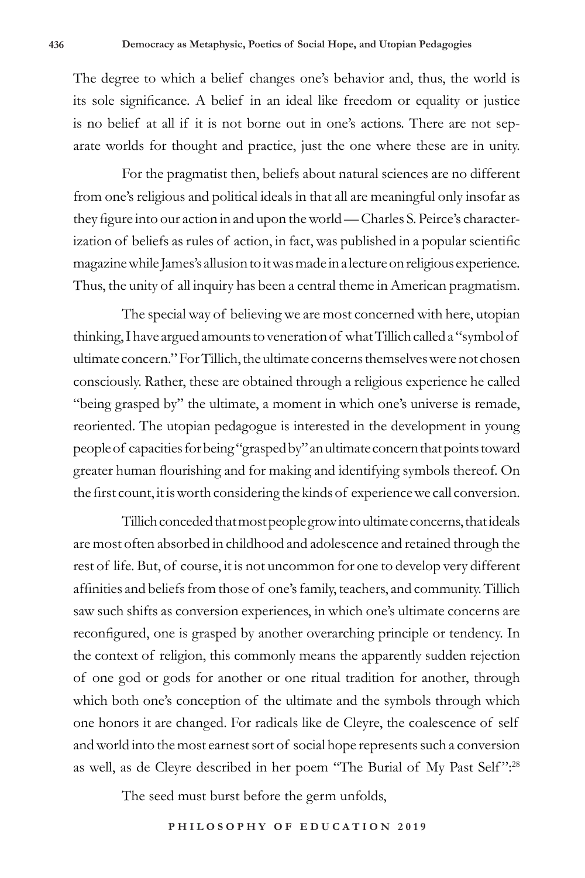The degree to which a belief changes one's behavior and, thus, the world is its sole significance. A belief in an ideal like freedom or equality or justice is no belief at all if it is not borne out in one's actions. There are not separate worlds for thought and practice, just the one where these are in unity.

For the pragmatist then, beliefs about natural sciences are no different from one's religious and political ideals in that all are meaningful only insofar as they figure into our action in and upon the world — Charles S. Peirce's characterization of beliefs as rules of action, in fact, was published in a popular scientific magazine while James's allusion to it was made in a lecture on religious experience. Thus, the unity of all inquiry has been a central theme in American pragmatism.

The special way of believing we are most concerned with here, utopian thinking, I have argued amounts to veneration of what Tillich called a "symbol of ultimate concern." For Tillich, the ultimate concerns themselves were not chosen consciously. Rather, these are obtained through a religious experience he called "being grasped by" the ultimate, a moment in which one's universe is remade, reoriented. The utopian pedagogue is interested in the development in young people of capacities for being "grasped by" an ultimate concern that points toward greater human flourishing and for making and identifying symbols thereof. On the first count, it is worth considering the kinds of experience we call conversion.

Tillich conceded that most people grow into ultimate concerns, that ideals are most often absorbed in childhood and adolescence and retained through the rest of life. But, of course, it is not uncommon for one to develop very different affinities and beliefs from those of one's family, teachers, and community. Tillich saw such shifts as conversion experiences, in which one's ultimate concerns are reconfigured, one is grasped by another overarching principle or tendency. In the context of religion, this commonly means the apparently sudden rejection of one god or gods for another or one ritual tradition for another, through which both one's conception of the ultimate and the symbols through which one honors it are changed. For radicals like de Cleyre, the coalescence of self and world into the most earnest sort of social hope represents such a conversion as well, as de Cleyre described in her poem "The Burial of My Past Self":[28]

The seed must burst before the germ unfolds,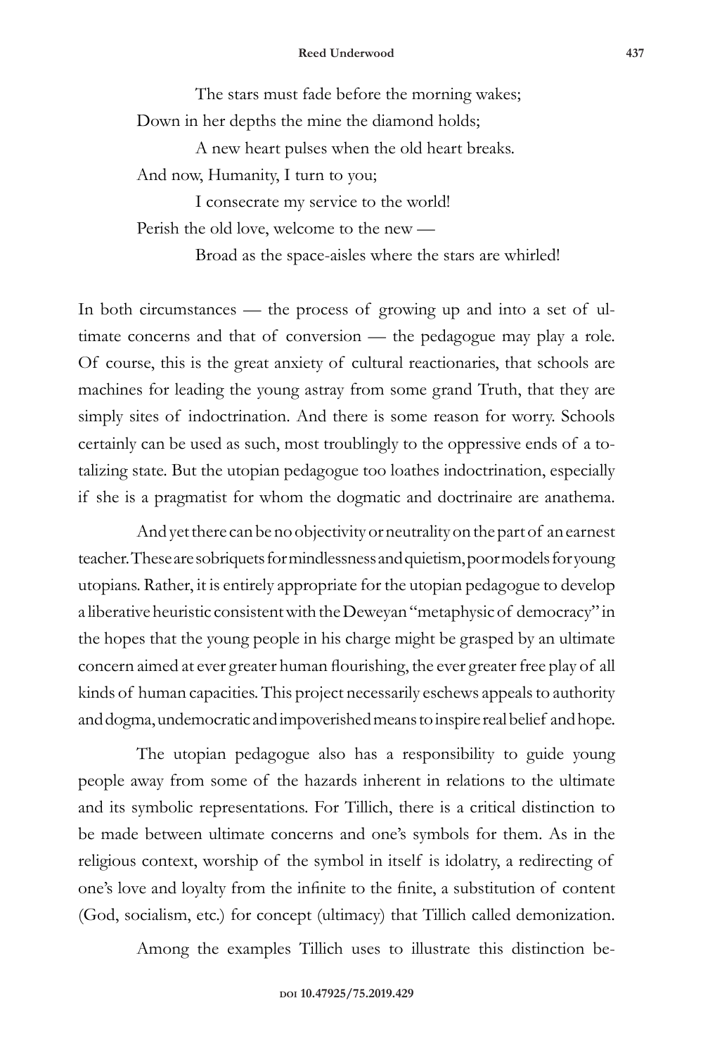> The stars must fade before the morning wakes;
>
> Down in her depths the mine the diamond holds;
>
> A new heart pulses when the old heart breaks.
>
> And now, Humanity, I turn to you;
>
> I consecrate my service to the world!
>
> Perish the old love, welcome to the new —
>
> Broad as the space-aisles where the stars are whirled!

In both circumstances — the process of growing up and into a set of ultimate concerns and that of conversion — the pedagogue may play a role. Of course, this is the great anxiety of cultural reactionaries, that schools are machines for leading the young astray from some grand Truth, that they are simply sites of indoctrination. And there is some reason for worry. Schools certainly can be used as such, most troublingly to the oppressive ends of a totalizing state. But the utopian pedagogue too loathes indoctrination, especially if she is a pragmatist for whom the dogmatic and doctrinaire are anathema.

And yet there can be no objectivity or neutrality on the part of an earnest teacher. These are sobriquets for mindlessness and quietism, poor models for young utopians. Rather, it is entirely appropriate for the utopian pedagogue to develop a liberative heuristic consistent with the Deweyan "metaphysic of democracy" in the hopes that the young people in his charge might be grasped by an ultimate concern aimed at ever greater human flourishing, the ever greater free play of all kinds of human capacities. This project necessarily eschews appeals to authority and dogma, undemocratic and impoverished means to inspire real belief and hope.

The utopian pedagogue also has a responsibility to guide young people away from some of the hazards inherent in relations to the ultimate and its symbolic representations. For Tillich, there is a critical distinction to be made between ultimate concerns and one's symbols for them. As in the religious context, worship of the symbol in itself is idolatry, a redirecting of one's love and loyalty from the infinite to the finite, a substitution of content (God, socialism, etc.) for concept (ultimacy) that Tillich called demonization.

Among the examples Tillich uses to illustrate this distinction be-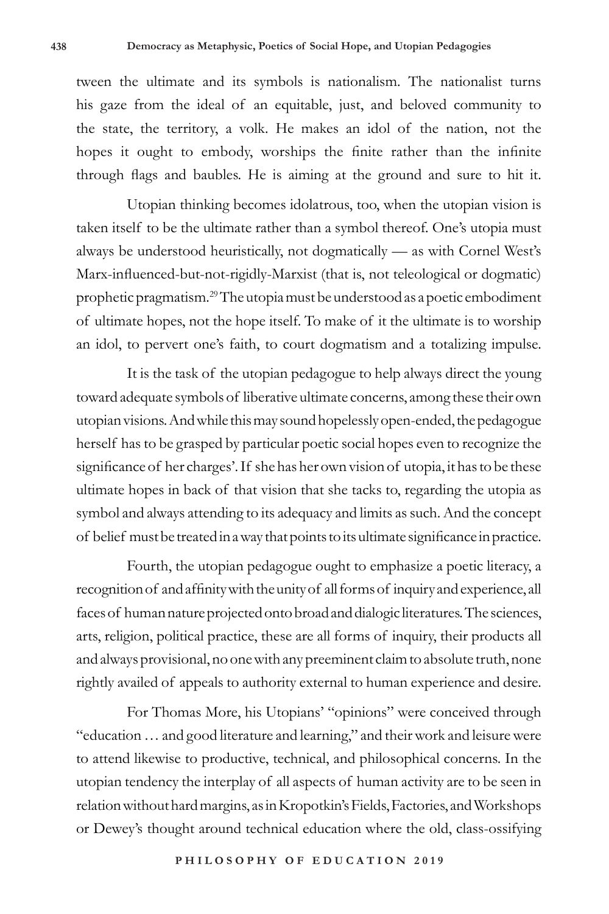tween the ultimate and its symbols is nationalism. The nationalist turns his gaze from the ideal of an equitable, just, and beloved community to the state, the territory, a volk. He makes an idol of the nation, not the hopes it ought to embody, worships the finite rather than the infinite through flags and baubles. He is aiming at the ground and sure to hit it.

Utopian thinking becomes idolatrous, too, when the utopian vision is taken itself to be the ultimate rather than a symbol thereof. One's utopia must always be understood heuristically, not dogmatically — as with Cornel West's Marx-influenced-but-not-rigidly-Marxist (that is, not teleological or dogmatic) prophetic pragmatism.[29] The utopia must be understood as a poetic embodiment of ultimate hopes, not the hope itself. To make of it the ultimate is to worship an idol, to pervert one's faith, to court dogmatism and a totalizing impulse.

It is the task of the utopian pedagogue to help always direct the young toward adequate symbols of liberative ultimate concerns, among these their own utopian visions. And while this may sound hopelessly open-ended, the pedagogue herself has to be grasped by particular poetic social hopes even to recognize the significance of her charges'. If she has her own vision of utopia, it has to be these ultimate hopes in back of that vision that she tacks to, regarding the utopia as symbol and always attending to its adequacy and limits as such. And the concept of belief must be treated in a way that points to its ultimate significance in practice.

Fourth, the utopian pedagogue ought to emphasize a poetic literacy, a recognition of and affinity with the unity of all forms of inquiry and experience, all faces of human nature projected onto broad and dialogic literatures. The sciences, arts, religion, political practice, these are all forms of inquiry, their products all and always provisional, no one with any preeminent claim to absolute truth, none rightly availed of appeals to authority external to human experience and desire.

For Thomas More, his Utopians' "opinions" were conceived through "education … and good literature and learning," and their work and leisure were to attend likewise to productive, technical, and philosophical concerns. In the utopian tendency the interplay of all aspects of human activity are to be seen in relation without hard margins, as in Kropotkin's Fields, Factories, and Workshops or Dewey's thought around technical education where the old, class-ossifying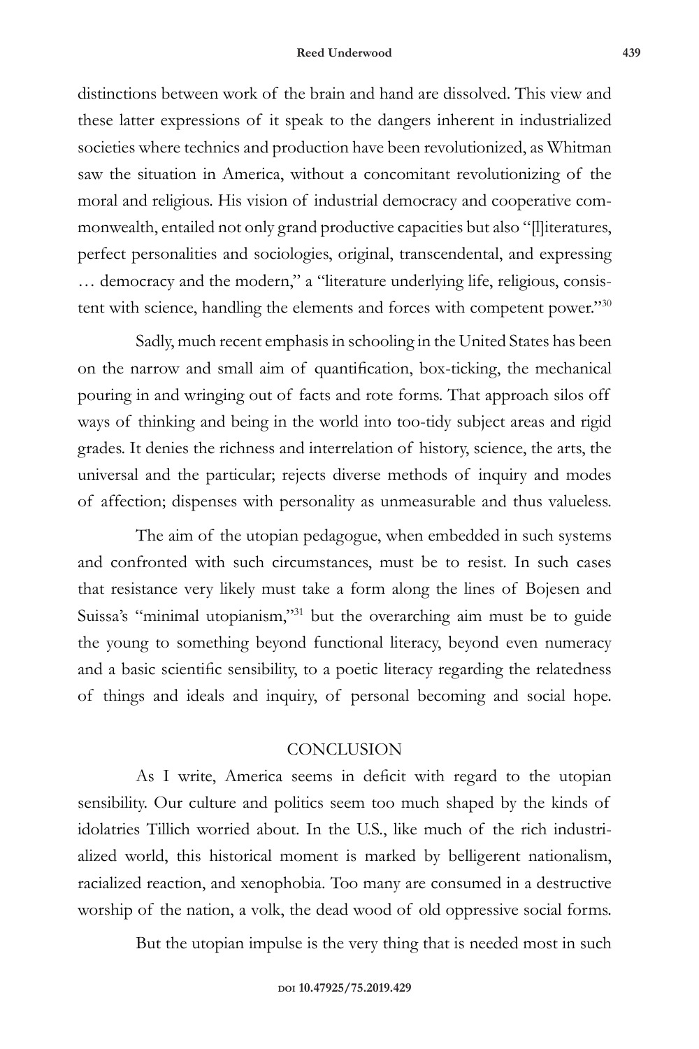distinctions between work of the brain and hand are dissolved. This view and these latter expressions of it speak to the dangers inherent in industrialized societies where technics and production have been revolutionized, as Whitman saw the situation in America, without a concomitant revolutionizing of the moral and religious. His vision of industrial democracy and cooperative commonwealth, entailed not only grand productive capacities but also "[l]iteratures, perfect personalities and sociologies, original, transcendental, and expressing … democracy and the modern," a "literature underlying life, religious, consistent with science, handling the elements and forces with competent power."[30]

Sadly, much recent emphasis in schooling in the United States has been on the narrow and small aim of quantification, box-ticking, the mechanical pouring in and wringing out of facts and rote forms. That approach silos off ways of thinking and being in the world into too-tidy subject areas and rigid grades. It denies the richness and interrelation of history, science, the arts, the universal and the particular; rejects diverse methods of inquiry and modes of affection; dispenses with personality as unmeasurable and thus valueless.

The aim of the utopian pedagogue, when embedded in such systems and confronted with such circumstances, must be to resist. In such cases that resistance very likely must take a form along the lines of Bojesen and Suissa's "minimal utopianism,"[31] but the overarching aim must be to guide the young to something beyond functional literacy, beyond even numeracy and a basic scientific sensibility, to a poetic literacy regarding the relatedness of things and ideals and inquiry, of personal becoming and social hope.

## CONCLUSION

As I write, America seems in deficit with regard to the utopian sensibility. Our culture and politics seem too much shaped by the kinds of idolatries Tillich worried about. In the U.S., like much of the rich industrialized world, this historical moment is marked by belligerent nationalism, racialized reaction, and xenophobia. Too many are consumed in a destructive worship of the nation, a volk, the dead wood of old oppressive social forms.

But the utopian impulse is the very thing that is needed most in such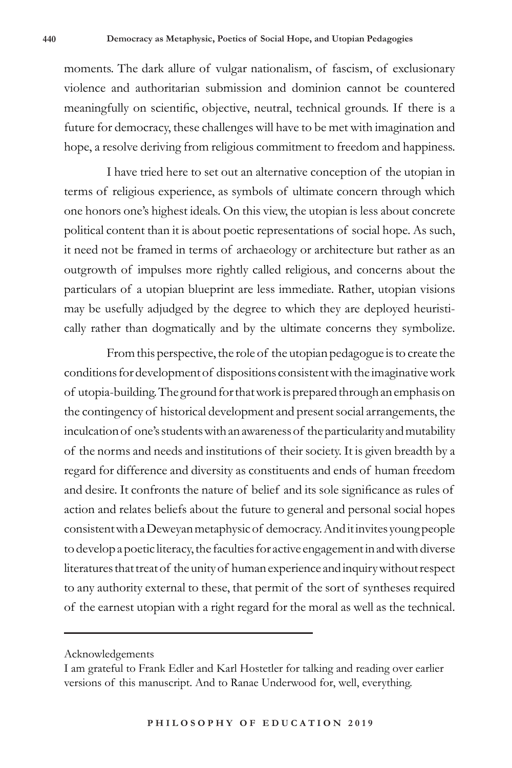moments. The dark allure of vulgar nationalism, of fascism, of exclusionary violence and authoritarian submission and dominion cannot be countered meaningfully on scientific, objective, neutral, technical grounds. If there is a future for democracy, these challenges will have to be met with imagination and hope, a resolve deriving from religious commitment to freedom and happiness.

I have tried here to set out an alternative conception of the utopian in terms of religious experience, as symbols of ultimate concern through which one honors one's highest ideals. On this view, the utopian is less about concrete political content than it is about poetic representations of social hope. As such, it need not be framed in terms of archaeology or architecture but rather as an outgrowth of impulses more rightly called religious, and concerns about the particulars of a utopian blueprint are less immediate. Rather, utopian visions may be usefully adjudged by the degree to which they are deployed heuristically rather than dogmatically and by the ultimate concerns they symbolize.

From this perspective, the role of the utopian pedagogue is to create the conditions for development of dispositions consistent with the imaginative work of utopia-building. The ground for that work is prepared through an emphasis on the contingency of historical development and present social arrangements, the inculcation of one's students with an awareness of the particularity and mutability of the norms and needs and institutions of their society. It is given breadth by a regard for difference and diversity as constituents and ends of human freedom and desire. It confronts the nature of belief and its sole significance as rules of action and relates beliefs about the future to general and personal social hopes consistent with a Deweyan metaphysic of democracy. And it invites young people to develop a poetic literacy, the faculties for active engagement in and with diverse literatures that treat of the unity of human experience and inquiry without respect to any authority external to these, that permit of the sort of syntheses required of the earnest utopian with a right regard for the moral as well as the technical.

---

Acknowledgements

I am grateful to Frank Edler and Karl Hostetler for talking and reading over earlier versions of this manuscript. And to Ranae Underwood for, well, everything.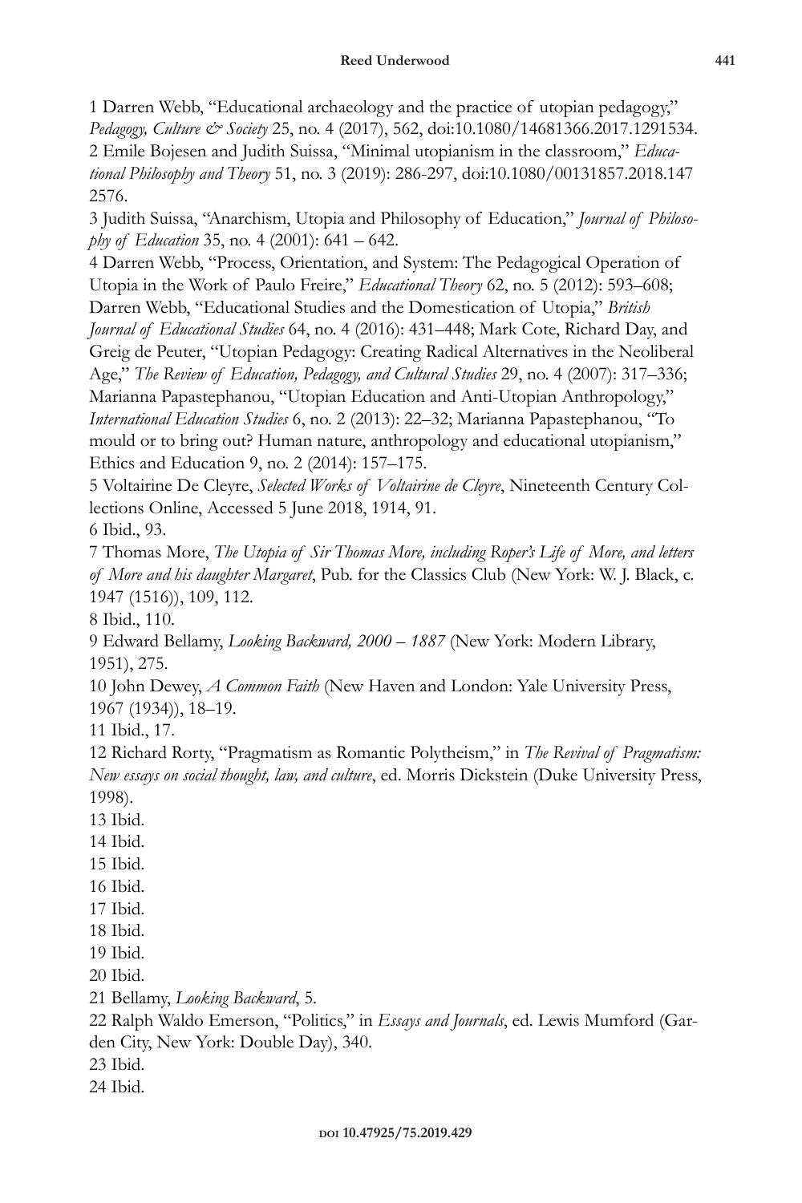1 Darren Webb, "Educational archaeology and the practice of utopian pedagogy," *Pedagogy, Culture & Society* 25, no. 4 (2017), 562, doi:10.1080/14681366.2017.1291534.

2 Emile Bojesen and Judith Suissa, "Minimal utopianism in the classroom," *Educational Philosophy and Theory* 51, no. 3 (2019): 286-297, doi:10.1080/00131857.2018.1472576.

3 Judith Suissa, "Anarchism, Utopia and Philosophy of Education," *Journal of Philosophy of Education* 35, no. 4 (2001): 641 – 642.

4 Darren Webb, "Process, Orientation, and System: The Pedagogical Operation of Utopia in the Work of Paulo Freire," *Educational Theory* 62, no. 5 (2012): 593–608; Darren Webb, "Educational Studies and the Domestication of Utopia," *British Journal of Educational Studies* 64, no. 4 (2016): 431–448; Mark Cote, Richard Day, and Greig de Peuter, "Utopian Pedagogy: Creating Radical Alternatives in the Neoliberal Age," *The Review of Education, Pedagogy, and Cultural Studies* 29, no. 4 (2007): 317–336; Marianna Papastephanou, "Utopian Education and Anti-Utopian Anthropology," *International Education Studies* 6, no. 2 (2013): 22–32; Marianna Papastephanou, "To mould or to bring out? Human nature, anthropology and educational utopianism," Ethics and Education 9, no. 2 (2014): 157–175.

5 Voltairine De Cleyre, *Selected Works of Voltairine de Cleyre*, Nineteenth Century Collections Online, Accessed 5 June 2018, 1914, 91.

6 Ibid., 93.

7 Thomas More, *The Utopia of Sir Thomas More, including Roper's Life of More, and letters of More and his daughter Margaret*, Pub. for the Classics Club (New York: W. J. Black, c. 1947 (1516)), 109, 112.

8 Ibid., 110.

9 Edward Bellamy, *Looking Backward, 2000 – 1887* (New York: Modern Library, 1951), 275.

10 John Dewey, *A Common Faith* (New Haven and London: Yale University Press, 1967 (1934)), 18–19.

11 Ibid., 17.

12 Richard Rorty, "Pragmatism as Romantic Polytheism," in *The Revival of Pragmatism: New essays on social thought, law, and culture*, ed. Morris Dickstein (Duke University Press, 1998).

13 Ibid.

14 Ibid.

15 Ibid.

16 Ibid.

17 Ibid.

18 Ibid.

19 Ibid.

20 Ibid.

21 Bellamy, *Looking Backward*, 5.

22 Ralph Waldo Emerson, "Politics," in *Essays and Journals*, ed. Lewis Mumford (Garden City, New York: Double Day), 340.

23 Ibid.

24 Ibid.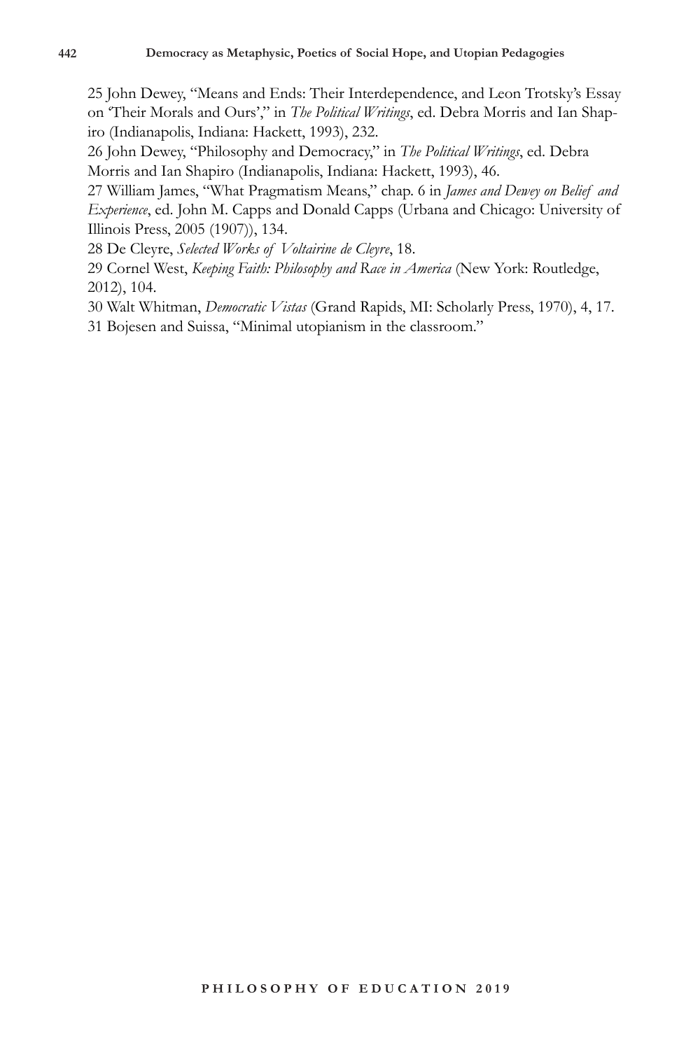25 John Dewey, "Means and Ends: Their Interdependence, and Leon Trotsky's Essay on 'Their Morals and Ours'," in *The Political Writings*, ed. Debra Morris and Ian Shapiro (Indianapolis, Indiana: Hackett, 1993), 232.

26 John Dewey, "Philosophy and Democracy," in *The Political Writings*, ed. Debra Morris and Ian Shapiro (Indianapolis, Indiana: Hackett, 1993), 46.

27 William James, "What Pragmatism Means," chap. 6 in *James and Dewey on Belief and Experience*, ed. John M. Capps and Donald Capps (Urbana and Chicago: University of Illinois Press, 2005 (1907)), 134.

28 De Cleyre, *Selected Works of Voltairine de Cleyre*, 18.

29 Cornel West, *Keeping Faith: Philosophy and Race in America* (New York: Routledge, 2012), 104.

30 Walt Whitman, *Democratic Vistas* (Grand Rapids, MI: Scholarly Press, 1970), 4, 17.

31 Bojesen and Suissa, "Minimal utopianism in the classroom."